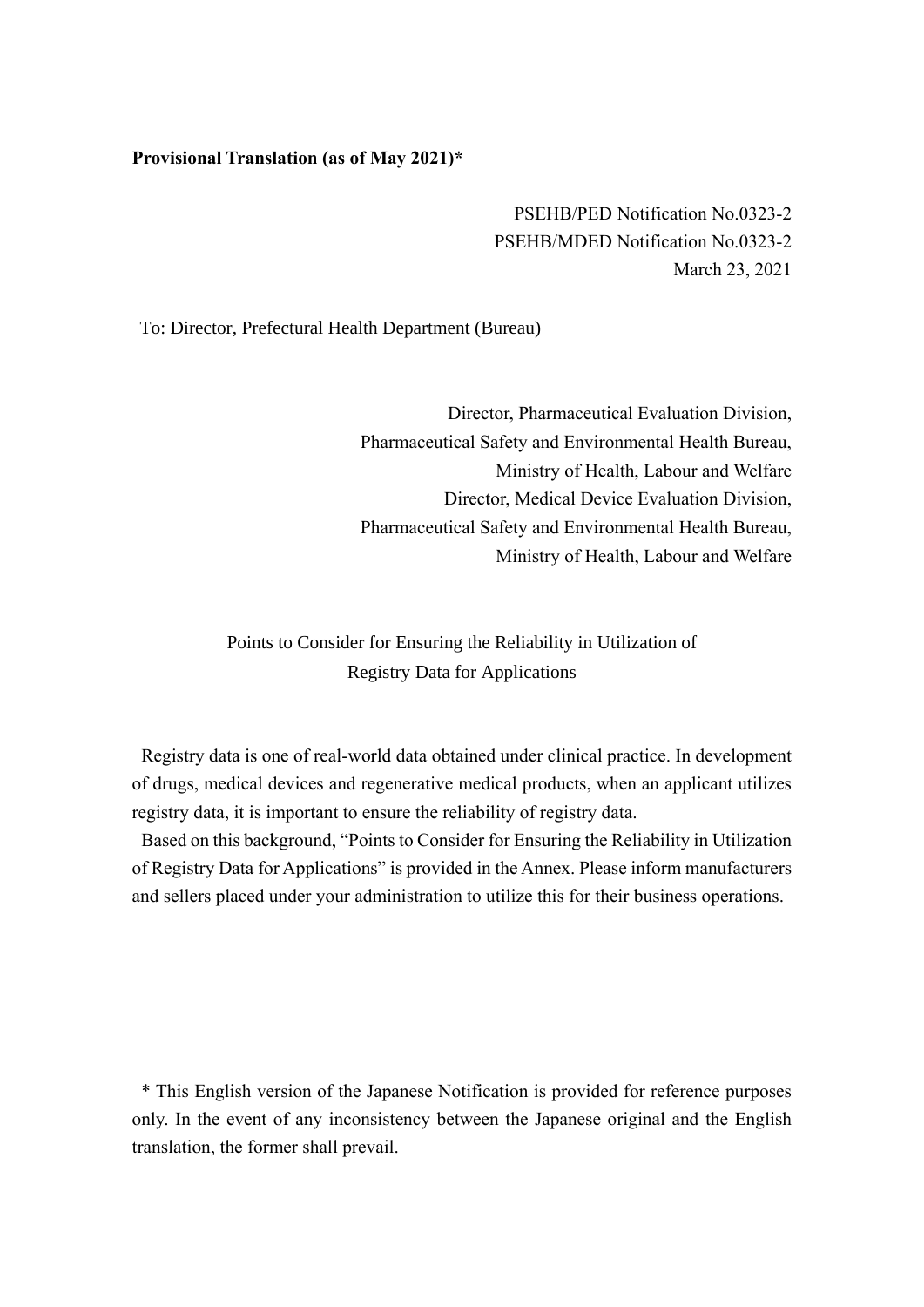**Provisional Translation (as of May 2021)***

PSEHB/PED Notification No.0323-2
PSEHB/MDED Notification No.0323-2
March 23, 2021

To: Director, Prefectural Health Department (Bureau)

Director, Pharmaceutical Evaluation Division,
Pharmaceutical Safety and Environmental Health Bureau,
Ministry of Health, Labour and Welfare
Director, Medical Device Evaluation Division,
Pharmaceutical Safety and Environmental Health Bureau,
Ministry of Health, Labour and Welfare

# Points to Consider for Ensuring the Reliability in Utilization of Registry Data for Applications

Registry data is one of real-world data obtained under clinical practice. In development of drugs, medical devices and regenerative medical products, when an applicant utilizes registry data, it is important to ensure the reliability of registry data.

Based on this background, "Points to Consider for Ensuring the Reliability in Utilization of Registry Data for Applications" is provided in the Annex. Please inform manufacturers and sellers placed under your administration to utilize this for their business operations.

\* This English version of the Japanese Notification is provided for reference purposes only. In the event of any inconsistency between the Japanese original and the English translation, the former shall prevail.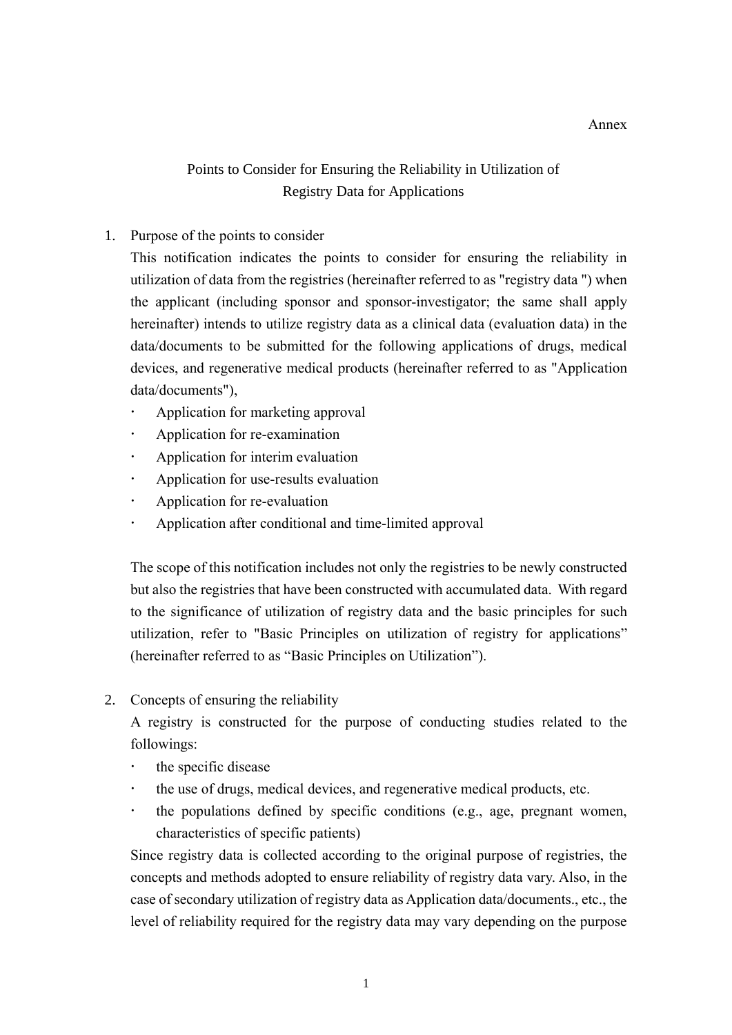Annex

# Points to Consider for Ensuring the Reliability in Utilization of Registry Data for Applications

1. Purpose of the points to consider

   This notification indicates the points to consider for ensuring the reliability in utilization of data from the registries (hereinafter referred to as "registry data ") when the applicant (including sponsor and sponsor-investigator; the same shall apply hereinafter) intends to utilize registry data as a clinical data (evaluation data) in the data/documents to be submitted for the following applications of drugs, medical devices, and regenerative medical products (hereinafter referred to as "Application data/documents"),

   - Application for marketing approval
   - Application for re-examination
   - Application for interim evaluation
   - Application for use-results evaluation
   - Application for re-evaluation
   - Application after conditional and time-limited approval

   The scope of this notification includes not only the registries to be newly constructed but also the registries that have been constructed with accumulated data. With regard to the significance of utilization of registry data and the basic principles for such utilization, refer to "Basic Principles on utilization of registry for applications" (hereinafter referred to as "Basic Principles on Utilization").

2. Concepts of ensuring the reliability

   A registry is constructed for the purpose of conducting studies related to the followings:

   - the specific disease
   - the use of drugs, medical devices, and regenerative medical products, etc.
   - the populations defined by specific conditions (e.g., age, pregnant women, characteristics of specific patients)

   Since registry data is collected according to the original purpose of registries, the concepts and methods adopted to ensure reliability of registry data vary. Also, in the case of secondary utilization of registry data as Application data/documents., etc., the level of reliability required for the registry data may vary depending on the purpose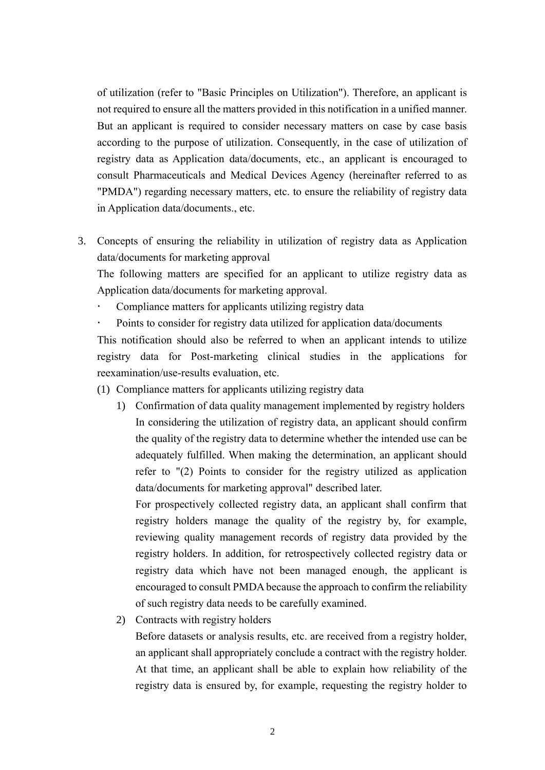of utilization (refer to "Basic Principles on Utilization"). Therefore, an applicant is not required to ensure all the matters provided in this notification in a unified manner. But an applicant is required to consider necessary matters on case by case basis according to the purpose of utilization. Consequently, in the case of utilization of registry data as Application data/documents, etc., an applicant is encouraged to consult Pharmaceuticals and Medical Devices Agency (hereinafter referred to as "PMDA") regarding necessary matters, etc. to ensure the reliability of registry data in Application data/documents., etc.

3. Concepts of ensuring the reliability in utilization of registry data as Application data/documents for marketing approval

   The following matters are specified for an applicant to utilize registry data as Application data/documents for marketing approval.

   - Compliance matters for applicants utilizing registry data
   - Points to consider for registry data utilized for application data/documents

   This notification should also be referred to when an applicant intends to utilize registry data for Post-marketing clinical studies in the applications for reexamination/use-results evaluation, etc.

   (1) Compliance matters for applicants utilizing registry data

      1) Confirmation of data quality management implemented by registry holders

         In considering the utilization of registry data, an applicant should confirm the quality of the registry data to determine whether the intended use can be adequately fulfilled. When making the determination, an applicant should refer to "(2) Points to consider for the registry utilized as application data/documents for marketing approval" described later.

         For prospectively collected registry data, an applicant shall confirm that registry holders manage the quality of the registry by, for example, reviewing quality management records of registry data provided by the registry holders. In addition, for retrospectively collected registry data or registry data which have not been managed enough, the applicant is encouraged to consult PMDA because the approach to confirm the reliability of such registry data needs to be carefully examined.

      2) Contracts with registry holders

         Before datasets or analysis results, etc. are received from a registry holder, an applicant shall appropriately conclude a contract with the registry holder. At that time, an applicant shall be able to explain how reliability of the registry data is ensured by, for example, requesting the registry holder to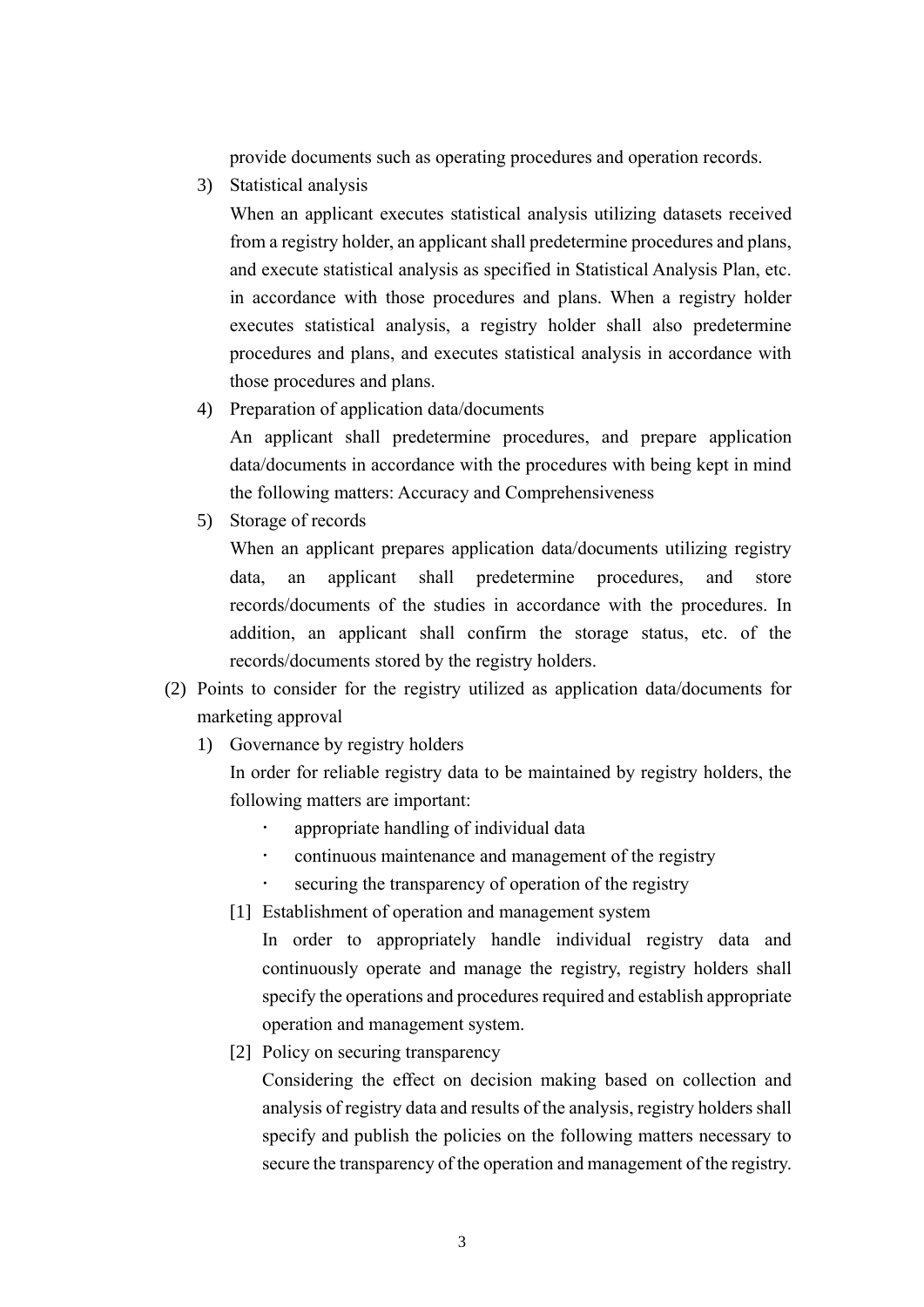provide documents such as operating procedures and operation records.

3) Statistical analysis

When an applicant executes statistical analysis utilizing datasets received from a registry holder, an applicant shall predetermine procedures and plans, and execute statistical analysis as specified in Statistical Analysis Plan, etc. in accordance with those procedures and plans. When a registry holder executes statistical analysis, a registry holder shall also predetermine procedures and plans, and executes statistical analysis in accordance with those procedures and plans.

4) Preparation of application data/documents

An applicant shall predetermine procedures, and prepare application data/documents in accordance with the procedures with being kept in mind the following matters: Accuracy and Comprehensiveness

5) Storage of records

When an applicant prepares application data/documents utilizing registry data, an applicant shall predetermine procedures, and store records/documents of the studies in accordance with the procedures. In addition, an applicant shall confirm the storage status, etc. of the records/documents stored by the registry holders.

(2) Points to consider for the registry utilized as application data/documents for marketing approval

1) Governance by registry holders

In order for reliable registry data to be maintained by registry holders, the following matters are important:

- appropriate handling of individual data
- continuous maintenance and management of the registry
- securing the transparency of operation of the registry

[1] Establishment of operation and management system

In order to appropriately handle individual registry data and continuously operate and manage the registry, registry holders shall specify the operations and procedures required and establish appropriate operation and management system.

[2] Policy on securing transparency

Considering the effect on decision making based on collection and analysis of registry data and results of the analysis, registry holders shall specify and publish the policies on the following matters necessary to secure the transparency of the operation and management of the registry.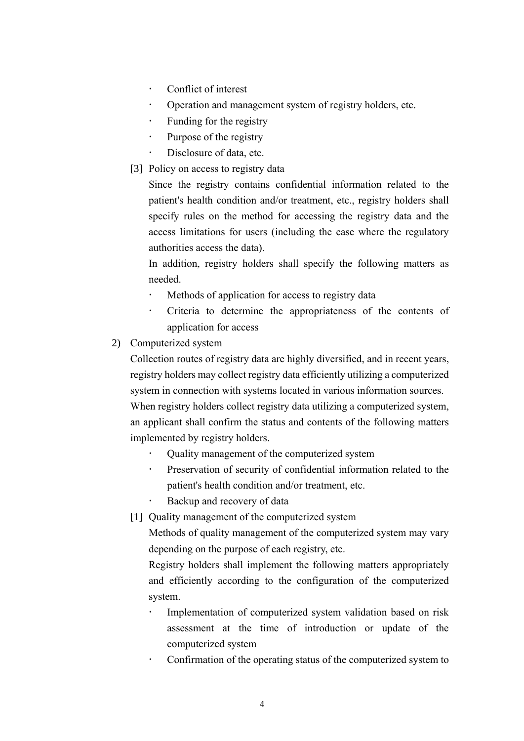- Conflict of interest
- Operation and management system of registry holders, etc.
- Funding for the registry
- Purpose of the registry
- Disclosure of data, etc.

[3] Policy on access to registry data

Since the registry contains confidential information related to the patient's health condition and/or treatment, etc., registry holders shall specify rules on the method for accessing the registry data and the access limitations for users (including the case where the regulatory authorities access the data).

In addition, registry holders shall specify the following matters as needed.

- Methods of application for access to registry data
- Criteria to determine the appropriateness of the contents of application for access

2) Computerized system

Collection routes of registry data are highly diversified, and in recent years, registry holders may collect registry data efficiently utilizing a computerized system in connection with systems located in various information sources.

When registry holders collect registry data utilizing a computerized system, an applicant shall confirm the status and contents of the following matters implemented by registry holders.

- Quality management of the computerized system
- Preservation of security of confidential information related to the patient's health condition and/or treatment, etc.
- Backup and recovery of data

[1] Quality management of the computerized system

Methods of quality management of the computerized system may vary depending on the purpose of each registry, etc.

Registry holders shall implement the following matters appropriately and efficiently according to the configuration of the computerized system.

- Implementation of computerized system validation based on risk assessment at the time of introduction or update of the computerized system
- Confirmation of the operating status of the computerized system to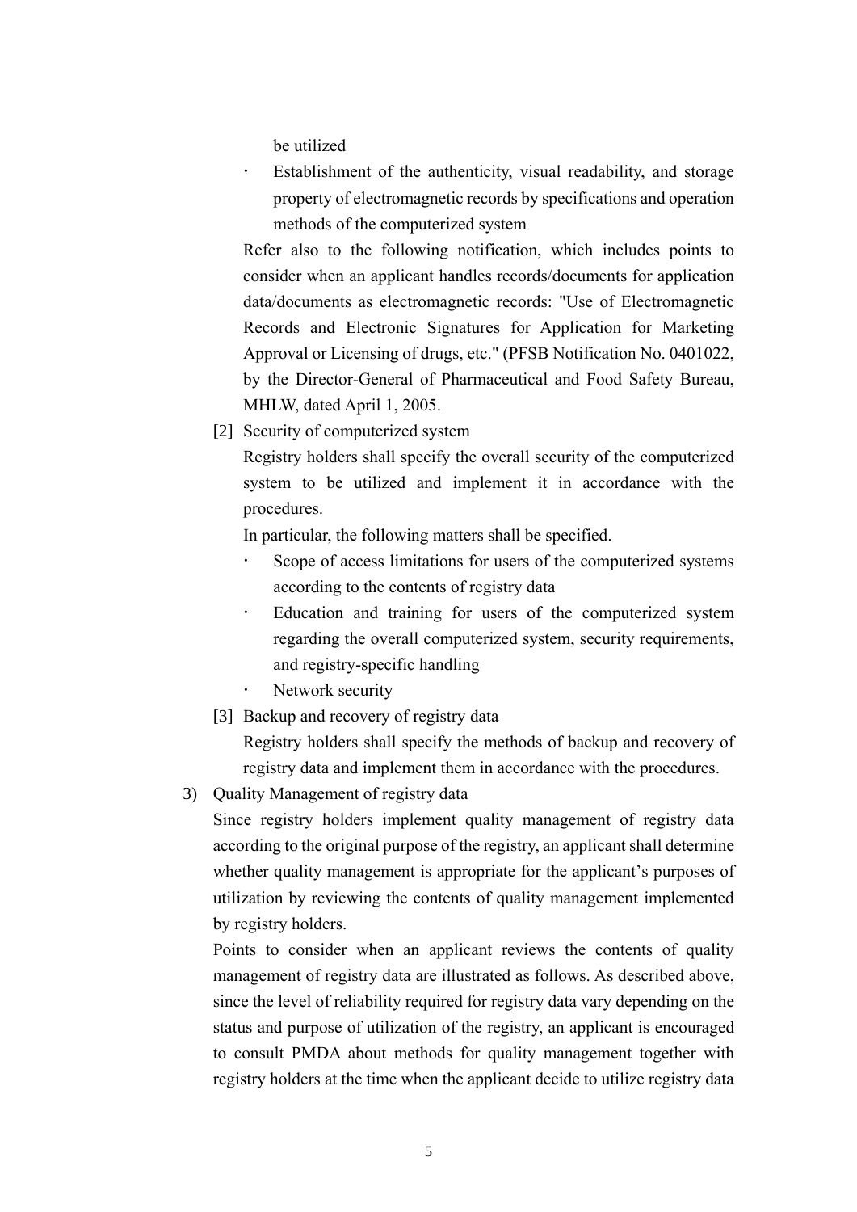be utilized

- Establishment of the authenticity, visual readability, and storage property of electromagnetic records by specifications and operation methods of the computerized system

Refer also to the following notification, which includes points to consider when an applicant handles records/documents for application data/documents as electromagnetic records: "Use of Electromagnetic Records and Electronic Signatures for Application for Marketing Approval or Licensing of drugs, etc." (PFSB Notification No. 0401022, by the Director-General of Pharmaceutical and Food Safety Bureau, MHLW, dated April 1, 2005.

[2] Security of computerized system

Registry holders shall specify the overall security of the computerized system to be utilized and implement it in accordance with the procedures.

In particular, the following matters shall be specified.

- Scope of access limitations for users of the computerized systems according to the contents of registry data
- Education and training for users of the computerized system regarding the overall computerized system, security requirements, and registry-specific handling
- Network security

[3] Backup and recovery of registry data

Registry holders shall specify the methods of backup and recovery of registry data and implement them in accordance with the procedures.

3) Quality Management of registry data

Since registry holders implement quality management of registry data according to the original purpose of the registry, an applicant shall determine whether quality management is appropriate for the applicant's purposes of utilization by reviewing the contents of quality management implemented by registry holders.

Points to consider when an applicant reviews the contents of quality management of registry data are illustrated as follows. As described above, since the level of reliability required for registry data vary depending on the status and purpose of utilization of the registry, an applicant is encouraged to consult PMDA about methods for quality management together with registry holders at the time when the applicant decide to utilize registry data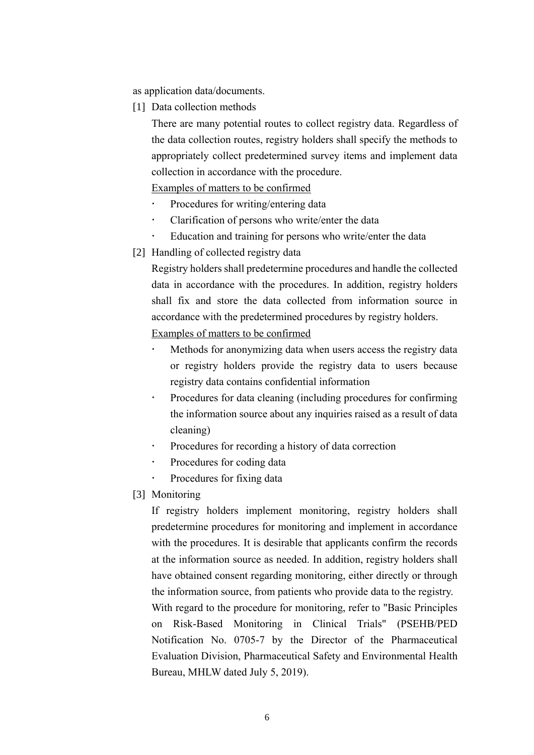as application data/documents.

[1] Data collection methods

There are many potential routes to collect registry data. Regardless of the data collection routes, registry holders shall specify the methods to appropriately collect predetermined survey items and implement data collection in accordance with the procedure.

Examples of matters to be confirmed

- Procedures for writing/entering data
- Clarification of persons who write/enter the data
- Education and training for persons who write/enter the data

[2] Handling of collected registry data

Registry holders shall predetermine procedures and handle the collected data in accordance with the procedures. In addition, registry holders shall fix and store the data collected from information source in accordance with the predetermined procedures by registry holders.

Examples of matters to be confirmed

- Methods for anonymizing data when users access the registry data or registry holders provide the registry data to users because registry data contains confidential information
- Procedures for data cleaning (including procedures for confirming the information source about any inquiries raised as a result of data cleaning)
- Procedures for recording a history of data correction
- Procedures for coding data
- Procedures for fixing data

[3] Monitoring

If registry holders implement monitoring, registry holders shall predetermine procedures for monitoring and implement in accordance with the procedures. It is desirable that applicants confirm the records at the information source as needed. In addition, registry holders shall have obtained consent regarding monitoring, either directly or through the information source, from patients who provide data to the registry.

With regard to the procedure for monitoring, refer to "Basic Principles on Risk-Based Monitoring in Clinical Trials" (PSEHB/PED Notification No. 0705-7 by the Director of the Pharmaceutical Evaluation Division, Pharmaceutical Safety and Environmental Health Bureau, MHLW dated July 5, 2019).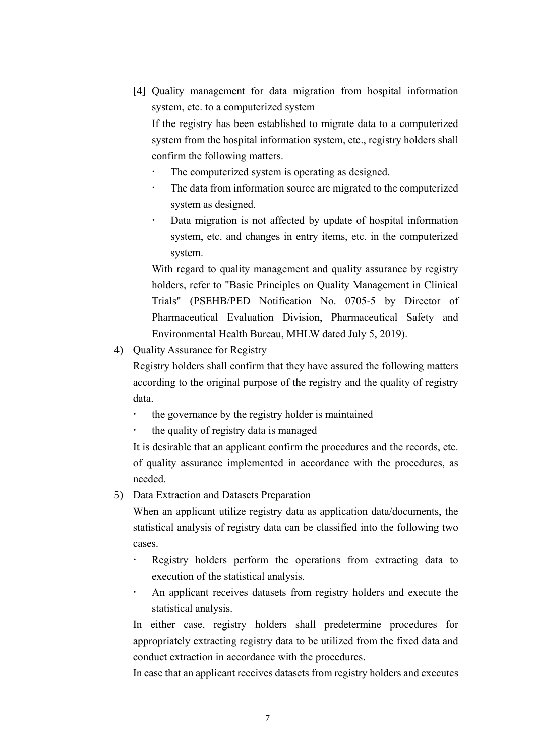[4] Quality management for data migration from hospital information system, etc. to a computerized system

If the registry has been established to migrate data to a computerized system from the hospital information system, etc., registry holders shall confirm the following matters.

- The computerized system is operating as designed.
- The data from information source are migrated to the computerized system as designed.
- Data migration is not affected by update of hospital information system, etc. and changes in entry items, etc. in the computerized system.

With regard to quality management and quality assurance by registry holders, refer to "Basic Principles on Quality Management in Clinical Trials" (PSEHB/PED Notification No. 0705-5 by Director of Pharmaceutical Evaluation Division, Pharmaceutical Safety and Environmental Health Bureau, MHLW dated July 5, 2019).

4) Quality Assurance for Registry

Registry holders shall confirm that they have assured the following matters according to the original purpose of the registry and the quality of registry data.

- the governance by the registry holder is maintained
- the quality of registry data is managed

It is desirable that an applicant confirm the procedures and the records, etc. of quality assurance implemented in accordance with the procedures, as needed.

5) Data Extraction and Datasets Preparation

When an applicant utilize registry data as application data/documents, the statistical analysis of registry data can be classified into the following two cases.

- Registry holders perform the operations from extracting data to execution of the statistical analysis.
- An applicant receives datasets from registry holders and execute the statistical analysis.

In either case, registry holders shall predetermine procedures for appropriately extracting registry data to be utilized from the fixed data and conduct extraction in accordance with the procedures.

In case that an applicant receives datasets from registry holders and executes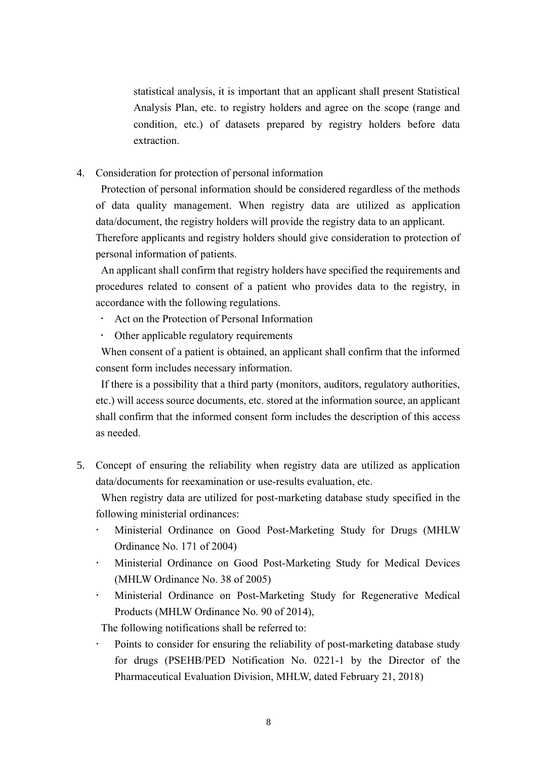statistical analysis, it is important that an applicant shall present Statistical Analysis Plan, etc. to registry holders and agree on the scope (range and condition, etc.) of datasets prepared by registry holders before data extraction.

4. Consideration for protection of personal information

Protection of personal information should be considered regardless of the methods of data quality management. When registry data are utilized as application data/document, the registry holders will provide the registry data to an applicant. Therefore applicants and registry holders should give consideration to protection of personal information of patients.

An applicant shall confirm that registry holders have specified the requirements and procedures related to consent of a patient who provides data to the registry, in accordance with the following regulations.

- Act on the Protection of Personal Information
- Other applicable regulatory requirements

When consent of a patient is obtained, an applicant shall confirm that the informed consent form includes necessary information.

If there is a possibility that a third party (monitors, auditors, regulatory authorities, etc.) will access source documents, etc. stored at the information source, an applicant shall confirm that the informed consent form includes the description of this access as needed.

5. Concept of ensuring the reliability when registry data are utilized as application data/documents for reexamination or use-results evaluation, etc.

When registry data are utilized for post-marketing database study specified in the following ministerial ordinances:

- Ministerial Ordinance on Good Post-Marketing Study for Drugs (MHLW Ordinance No. 171 of 2004)
- Ministerial Ordinance on Good Post-Marketing Study for Medical Devices (MHLW Ordinance No. 38 of 2005)
- Ministerial Ordinance on Post-Marketing Study for Regenerative Medical Products (MHLW Ordinance No. 90 of 2014),

The following notifications shall be referred to:

- Points to consider for ensuring the reliability of post-marketing database study for drugs (PSEHB/PED Notification No. 0221-1 by the Director of the Pharmaceutical Evaluation Division, MHLW, dated February 21, 2018)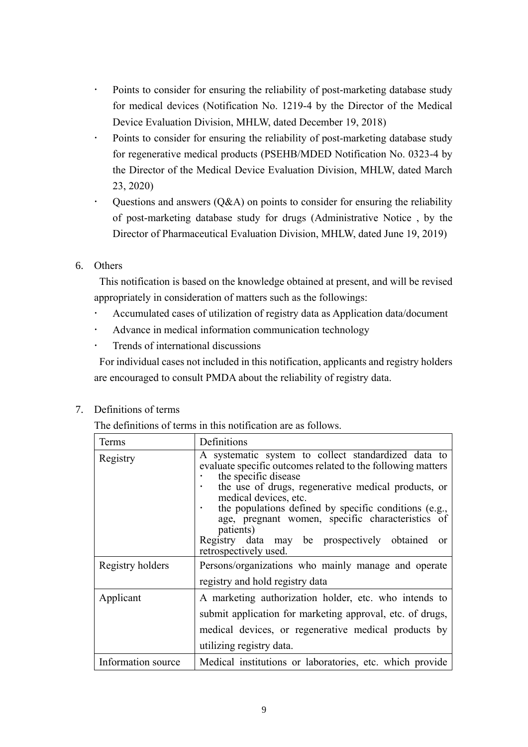- Points to consider for ensuring the reliability of post-marketing database study for medical devices (Notification No. 1219-4 by the Director of the Medical Device Evaluation Division, MHLW, dated December 19, 2018)
- Points to consider for ensuring the reliability of post-marketing database study for regenerative medical products (PSEHB/MDED Notification No. 0323-4 by the Director of the Medical Device Evaluation Division, MHLW, dated March 23, 2020)
- Questions and answers (Q&A) on points to consider for ensuring the reliability of post-marketing database study for drugs (Administrative Notice , by the Director of Pharmaceutical Evaluation Division, MHLW, dated June 19, 2019)

6. Others

This notification is based on the knowledge obtained at present, and will be revised appropriately in consideration of matters such as the followings:

- Accumulated cases of utilization of registry data as Application data/document
- Advance in medical information communication technology
- Trends of international discussions

For individual cases not included in this notification, applicants and registry holders are encouraged to consult PMDA about the reliability of registry data.

7. Definitions of terms

The definitions of terms in this notification are as follows.

| Terms | Definitions |
|---|---|
| Registry | A systematic system to collect standardized data to evaluate specific outcomes related to the following matters<br>・ the specific disease<br>・ the use of drugs, regenerative medical products, or medical devices, etc.<br>・ the populations defined by specific conditions (e.g., age, pregnant women, specific characteristics of patients)<br>Registry data may be prospectively obtained or retrospectively used. |
| Registry holders | Persons/organizations who mainly manage and operate registry and hold registry data |
| Applicant | A marketing authorization holder, etc. who intends to submit application for marketing approval, etc. of drugs, medical devices, or regenerative medical products by utilizing registry data. |
| Information source | Medical institutions or laboratories, etc. which provide |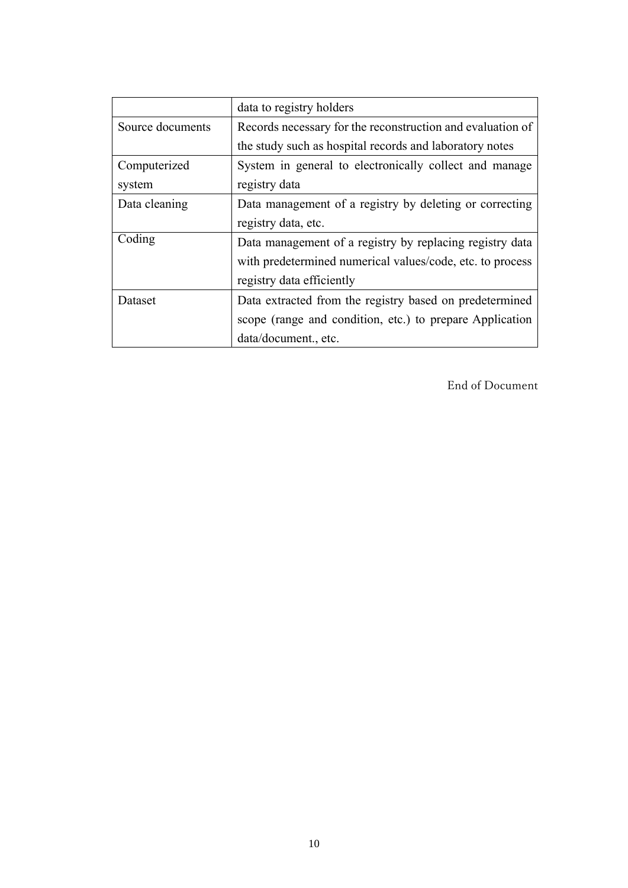| | |
|---|---|
| | data to registry holders |
| Source documents | Records necessary for the reconstruction and evaluation of the study such as hospital records and laboratory notes |
| Computerized system | System in general to electronically collect and manage registry data |
| Data cleaning | Data management of a registry by deleting or correcting registry data, etc. |
| Coding | Data management of a registry by replacing registry data with predetermined numerical values/code, etc. to process registry data efficiently |
| Dataset | Data extracted from the registry based on predetermined scope (range and condition, etc.) to prepare Application data/document., etc. |

End of Document